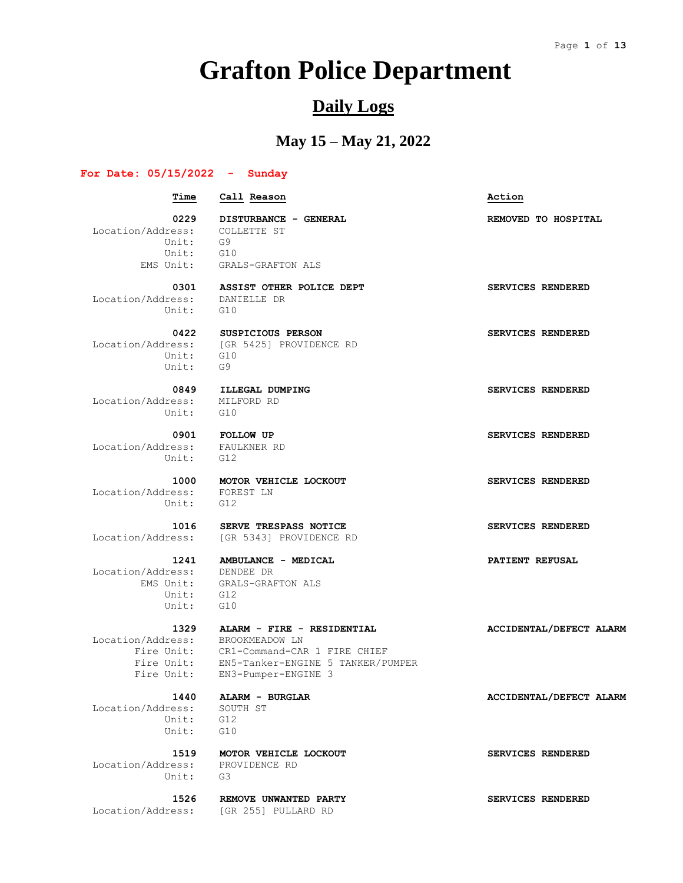# Grafton Police Department

## Daily Logs

### May 15 – May 21, 2022

**For Date: 05/15/2022 - Sunday**

| Time | Call Reason | Action |
|---|---|---|
| **0229** | **DISTURBANCE - GENERAL** | **REMOVED TO HOSPITAL** |
| Location/Address: | COLLETTE ST | |
| Unit: | G9 | |
| Unit: | G10 | |
| EMS Unit: | GRALS-GRAFTON ALS | |
| **0301** | **ASSIST OTHER POLICE DEPT** | **SERVICES RENDERED** |
| Location/Address: | DANIELLE DR | |
| Unit: | G10 | |
| **0422** | **SUSPICIOUS PERSON** | **SERVICES RENDERED** |
| Location/Address: | [GR 5425] PROVIDENCE RD | |
| Unit: | G10 | |
| Unit: | G9 | |
| **0849** | **ILLEGAL DUMPING** | **SERVICES RENDERED** |
| Location/Address: | MILFORD RD | |
| Unit: | G10 | |
| **0901** | **FOLLOW UP** | **SERVICES RENDERED** |
| Location/Address: | FAULKNER RD | |
| Unit: | G12 | |
| **1000** | **MOTOR VEHICLE LOCKOUT** | **SERVICES RENDERED** |
| Location/Address: | FOREST LN | |
| Unit: | G12 | |
| **1016** | **SERVE TRESPASS NOTICE** | **SERVICES RENDERED** |
| Location/Address: | [GR 5343] PROVIDENCE RD | |
| **1241** | **AMBULANCE - MEDICAL** | **PATIENT REFUSAL** |
| Location/Address: | DENDEE DR | |
| EMS Unit: | GRALS-GRAFTON ALS | |
| Unit: | G12 | |
| Unit: | G10 | |
| **1329** | **ALARM - FIRE - RESIDENTIAL** | **ACCIDENTAL/DEFECT ALARM** |
| Location/Address: | BROOKMEADOW LN | |
| Fire Unit: | CR1-Command-CAR 1 FIRE CHIEF | |
| Fire Unit: | EN5-Tanker-ENGINE 5 TANKER/PUMPER | |
| Fire Unit: | EN3-Pumper-ENGINE 3 | |
| **1440** | **ALARM - BURGLAR** | **ACCIDENTAL/DEFECT ALARM** |
| Location/Address: | SOUTH ST | |
| Unit: | G12 | |
| Unit: | G10 | |
| **1519** | **MOTOR VEHICLE LOCKOUT** | **SERVICES RENDERED** |
| Location/Address: | PROVIDENCE RD | |
| Unit: | G3 | |
| **1526** | **REMOVE UNWANTED PARTY** | **SERVICES RENDERED** |
| Location/Address: | [GR 255] PULLARD RD | |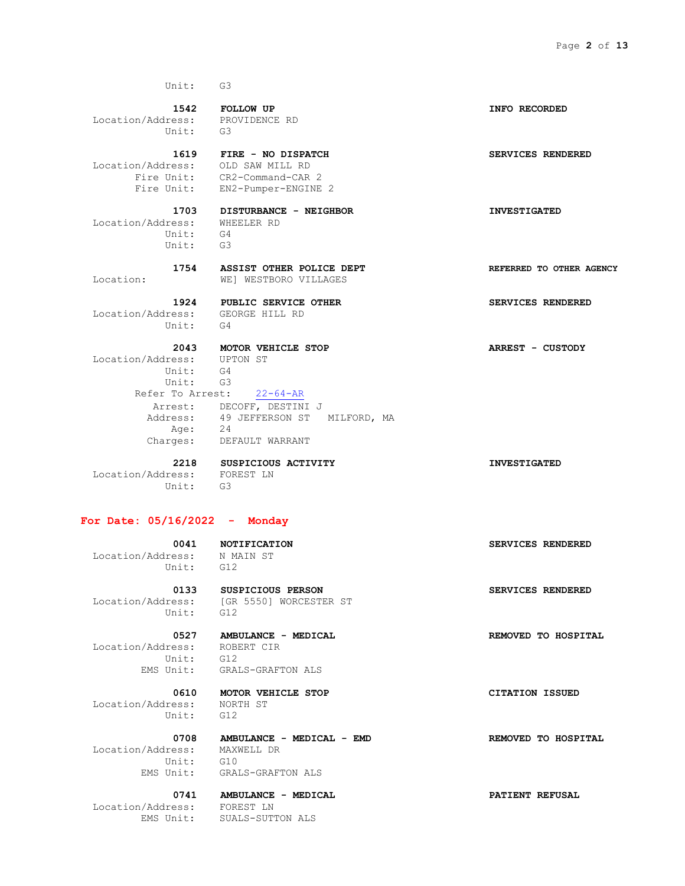Unit: G3

**1542 FOLLOW UP** — **INFO RECORDED**
Location/Address: PROVIDENCE RD
Unit: G3

**1619 FIRE - NO DISPATCH** — **SERVICES RENDERED**
Location/Address: OLD SAW MILL RD
Fire Unit: CR2-Command-CAR 2
Fire Unit: EN2-Pumper-ENGINE 2

**1703 DISTURBANCE - NEIGHBOR** — **INVESTIGATED**
Location/Address: WHEELER RD
Unit: G4
Unit: G3

**1754 ASSIST OTHER POLICE DEPT** — **REFERRED TO OTHER AGENCY**
Location: WE] WESTBORO VILLAGES

**1924 PUBLIC SERVICE OTHER** — **SERVICES RENDERED**
Location/Address: GEORGE HILL RD
Unit: G4

**2043 MOTOR VEHICLE STOP** — **ARREST - CUSTODY**
Location/Address: UPTON ST
Unit: G4
Unit: G3
Refer To Arrest: 22-64-AR
Arrest: DECOFF, DESTINI J
Address: 49 JEFFERSON ST MILFORD, MA
Age: 24
Charges: DEFAULT WARRANT

**2218 SUSPICIOUS ACTIVITY** — **INVESTIGATED**
Location/Address: FOREST LN
Unit: G3

## For Date: 05/16/2022 - Monday

**0041 NOTIFICATION** — **SERVICES RENDERED**
Location/Address: N MAIN ST
Unit: G12

**0133 SUSPICIOUS PERSON** — **SERVICES RENDERED**
Location/Address: [GR 5550] WORCESTER ST
Unit: G12

**0527 AMBULANCE - MEDICAL** — **REMOVED TO HOSPITAL**
Location/Address: ROBERT CIR
Unit: G12
EMS Unit: GRALS-GRAFTON ALS

**0610 MOTOR VEHICLE STOP** — **CITATION ISSUED**
Location/Address: NORTH ST
Unit: G12

**0708 AMBULANCE - MEDICAL - EMD** — **REMOVED TO HOSPITAL**
Location/Address: MAXWELL DR
Unit: G10
EMS Unit: GRALS-GRAFTON ALS

**0741 AMBULANCE - MEDICAL** — **PATIENT REFUSAL**
Location/Address: FOREST LN
EMS Unit: SUALS-SUTTON ALS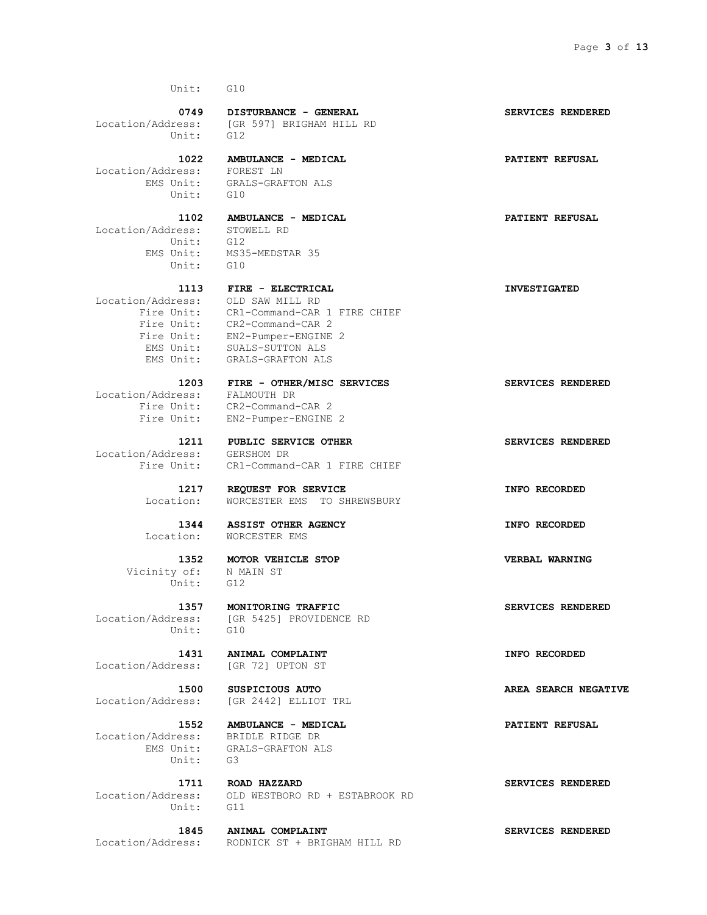Unit: G10

**0749 DISTURBANCE - GENERAL** **SERVICES RENDERED**
Location/Address: [GR 597] BRIGHAM HILL RD
Unit: G12

**1022 AMBULANCE - MEDICAL** **PATIENT REFUSAL**
Location/Address: FOREST LN
EMS Unit: GRALS-GRAFTON ALS
Unit: G10

**1102 AMBULANCE - MEDICAL** **PATIENT REFUSAL**
Location/Address: STOWELL RD
Unit: G12
EMS Unit: MS35-MEDSTAR 35
Unit: G10

**1113 FIRE - ELECTRICAL** **INVESTIGATED**
Location/Address: OLD SAW MILL RD
Fire Unit: CR1-Command-CAR 1 FIRE CHIEF
Fire Unit: CR2-Command-CAR 2
Fire Unit: EN2-Pumper-ENGINE 2
EMS Unit: SUALS-SUTTON ALS
EMS Unit: GRALS-GRAFTON ALS

**1203 FIRE - OTHER/MISC SERVICES** **SERVICES RENDERED**
Location/Address: FALMOUTH DR
Fire Unit: CR2-Command-CAR 2
Fire Unit: EN2-Pumper-ENGINE 2

**1211 PUBLIC SERVICE OTHER** **SERVICES RENDERED**
Location/Address: GERSHOM DR
Fire Unit: CR1-Command-CAR 1 FIRE CHIEF

**1217 REQUEST FOR SERVICE** **INFO RECORDED**
Location: WORCESTER EMS TO SHREWSBURY

**1344 ASSIST OTHER AGENCY** **INFO RECORDED**
Location: WORCESTER EMS

**1352 MOTOR VEHICLE STOP** **VERBAL WARNING**
Vicinity of: N MAIN ST
Unit: G12

**1357 MONITORING TRAFFIC** **SERVICES RENDERED**
Location/Address: [GR 5425] PROVIDENCE RD
Unit: G10

**1431 ANIMAL COMPLAINT** **INFO RECORDED**
Location/Address: [GR 72] UPTON ST

**1500 SUSPICIOUS AUTO** **AREA SEARCH NEGATIVE**
Location/Address: [GR 2442] ELLIOT TRL

**1552 AMBULANCE - MEDICAL** **PATIENT REFUSAL**
Location/Address: BRIDLE RIDGE DR
EMS Unit: GRALS-GRAFTON ALS
Unit: G3

**1711 ROAD HAZZARD** **SERVICES RENDERED**
Location/Address: OLD WESTBORO RD + ESTABROOK RD
Unit: G11

**1845 ANIMAL COMPLAINT** **SERVICES RENDERED**
Location/Address: RODNICK ST + BRIGHAM HILL RD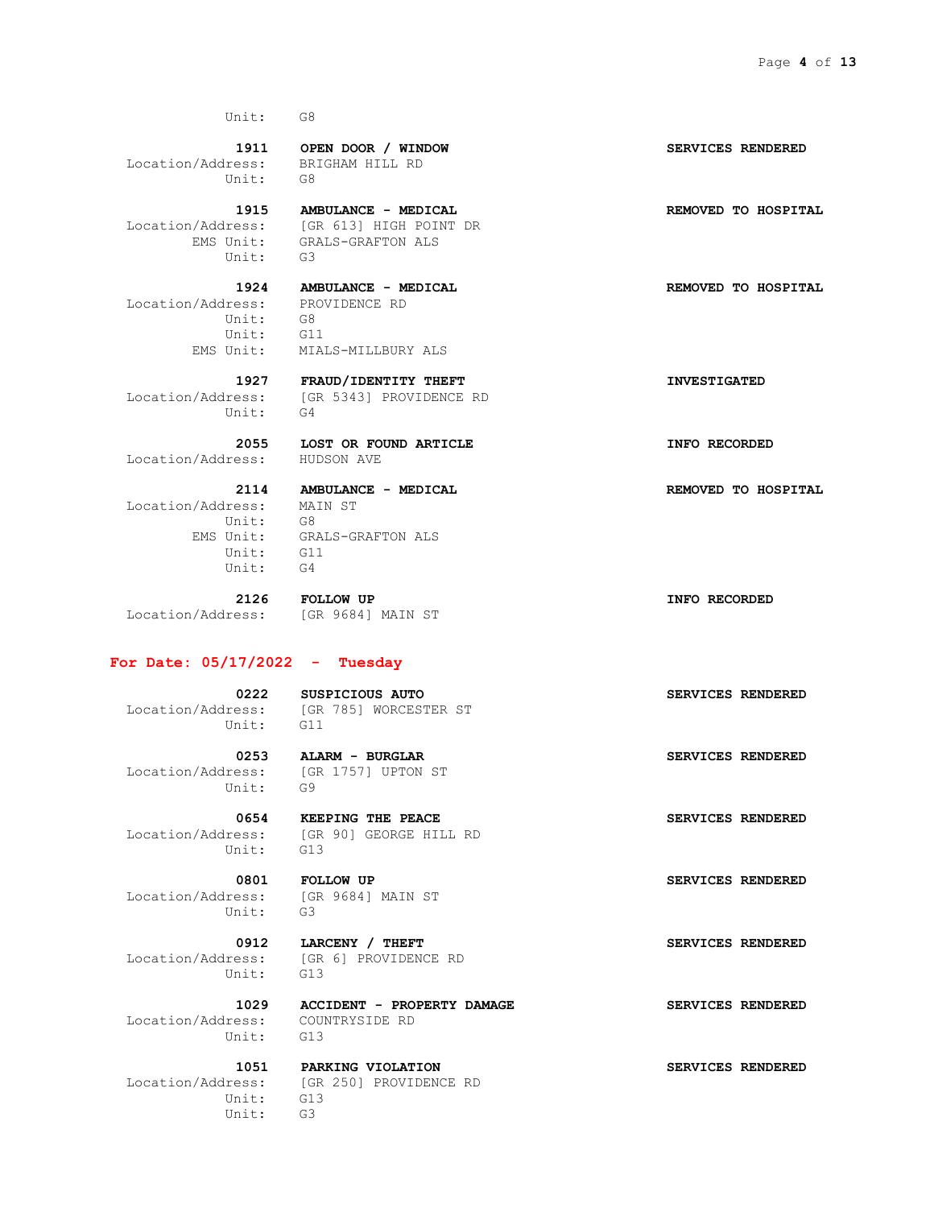Unit: G8

**1911** **OPEN DOOR / WINDOW** **SERVICES RENDERED**
Location/Address: BRIGHAM HILL RD
Unit: G8

**1915** **AMBULANCE - MEDICAL** **REMOVED TO HOSPITAL**
Location/Address: [GR 613] HIGH POINT DR
EMS Unit: GRALS-GRAFTON ALS
Unit: G3

**1924** **AMBULANCE - MEDICAL** **REMOVED TO HOSPITAL**
Location/Address: PROVIDENCE RD
Unit: G8
Unit: G11
EMS Unit: MIALS-MILLBURY ALS

**1927** **FRAUD/IDENTITY THEFT** **INVESTIGATED**
Location/Address: [GR 5343] PROVIDENCE RD
Unit: G4

**2055** **LOST OR FOUND ARTICLE** **INFO RECORDED**
Location/Address: HUDSON AVE

**2114** **AMBULANCE - MEDICAL** **REMOVED TO HOSPITAL**
Location/Address: MAIN ST
Unit: G8
EMS Unit: GRALS-GRAFTON ALS
Unit: G11
Unit: G4

**2126** **FOLLOW UP** **INFO RECORDED**
Location/Address: [GR 9684] MAIN ST

## For Date: 05/17/2022 - Tuesday

**0222** **SUSPICIOUS AUTO** **SERVICES RENDERED**
Location/Address: [GR 785] WORCESTER ST
Unit: G11

**0253** **ALARM - BURGLAR** **SERVICES RENDERED**
Location/Address: [GR 1757] UPTON ST
Unit: G9

**0654** **KEEPING THE PEACE** **SERVICES RENDERED**
Location/Address: [GR 90] GEORGE HILL RD
Unit: G13

**0801** **FOLLOW UP** **SERVICES RENDERED**
Location/Address: [GR 9684] MAIN ST
Unit: G3

**0912** **LARCENY / THEFT** **SERVICES RENDERED**
Location/Address: [GR 6] PROVIDENCE RD
Unit: G13

**1029** **ACCIDENT - PROPERTY DAMAGE** **SERVICES RENDERED**
Location/Address: COUNTRYSIDE RD
Unit: G13

**1051** **PARKING VIOLATION** **SERVICES RENDERED**
Location/Address: [GR 250] PROVIDENCE RD
Unit: G13
Unit: G3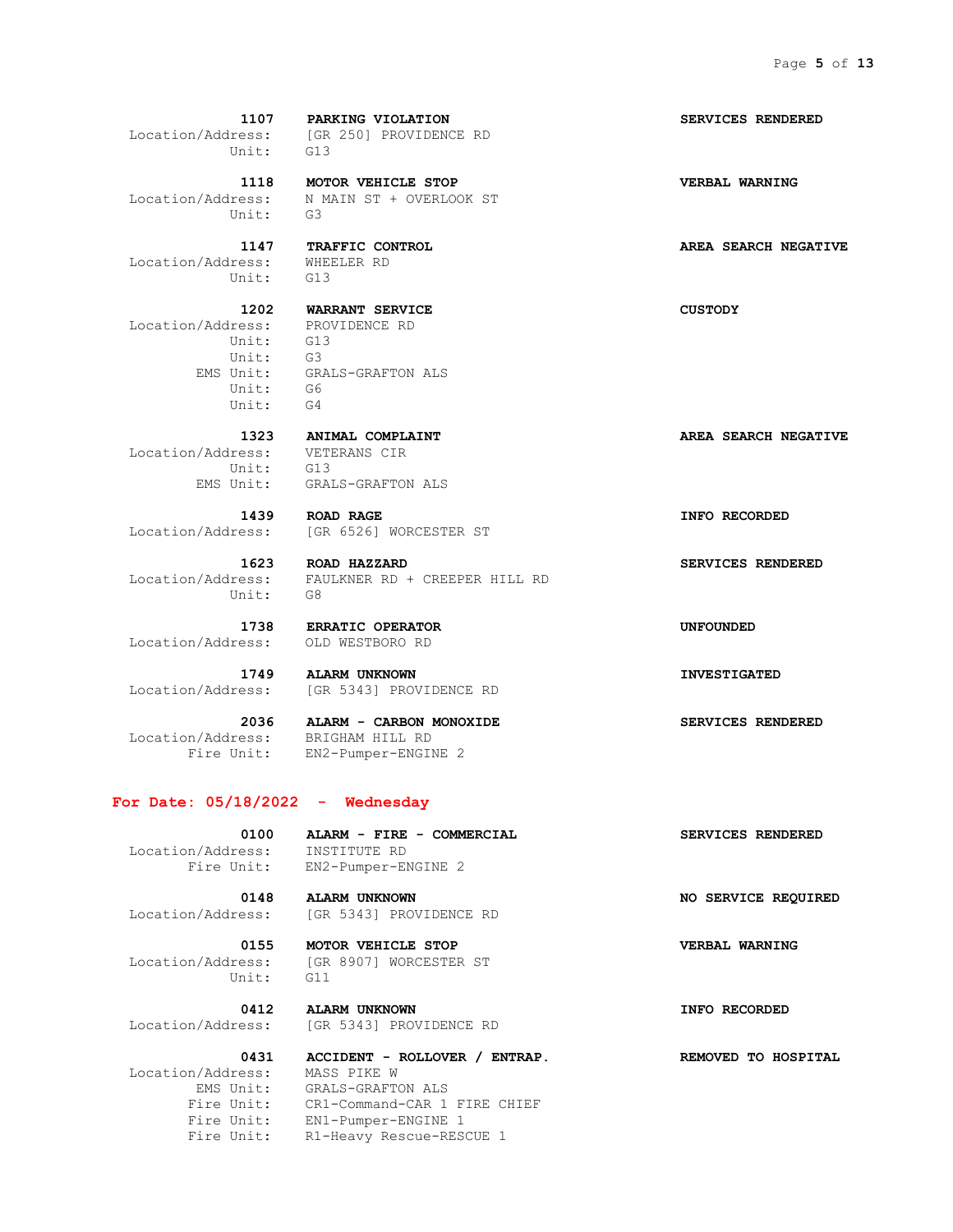**1107 PARKING VIOLATION** — **SERVICES RENDERED**
Location/Address: [GR 250] PROVIDENCE RD
Unit: G13

**1118 MOTOR VEHICLE STOP** — **VERBAL WARNING**
Location/Address: N MAIN ST + OVERLOOK ST
Unit: G3

**1147 TRAFFIC CONTROL** — **AREA SEARCH NEGATIVE**
Location/Address: WHEELER RD
Unit: G13

**1202 WARRANT SERVICE** — **CUSTODY**
Location/Address: PROVIDENCE RD
Unit: G13
Unit: G3
EMS Unit: GRALS-GRAFTON ALS
Unit: G6
Unit: G4

**1323 ANIMAL COMPLAINT** — **AREA SEARCH NEGATIVE**
Location/Address: VETERANS CIR
Unit: G13
EMS Unit: GRALS-GRAFTON ALS

**1439 ROAD RAGE** — **INFO RECORDED**
Location/Address: [GR 6526] WORCESTER ST

**1623 ROAD HAZZARD** — **SERVICES RENDERED**
Location/Address: FAULKNER RD + CREEPER HILL RD
Unit: G8

**1738 ERRATIC OPERATOR** — **UNFOUNDED**
Location/Address: OLD WESTBORO RD

**1749 ALARM UNKNOWN** — **INVESTIGATED**
Location/Address: [GR 5343] PROVIDENCE RD

**2036 ALARM - CARBON MONOXIDE** — **SERVICES RENDERED**
Location/Address: BRIGHAM HILL RD
Fire Unit: EN2-Pumper-ENGINE 2

## For Date: 05/18/2022 - Wednesday

**0100 ALARM - FIRE - COMMERCIAL** — **SERVICES RENDERED**
Location/Address: INSTITUTE RD
Fire Unit: EN2-Pumper-ENGINE 2

**0148 ALARM UNKNOWN** — **NO SERVICE REQUIRED**
Location/Address: [GR 5343] PROVIDENCE RD

**0155 MOTOR VEHICLE STOP** — **VERBAL WARNING**
Location/Address: [GR 8907] WORCESTER ST
Unit: G11

**0412 ALARM UNKNOWN** — **INFO RECORDED**
Location/Address: [GR 5343] PROVIDENCE RD

**0431 ACCIDENT - ROLLOVER / ENTRAP.** — **REMOVED TO HOSPITAL**
Location/Address: MASS PIKE W
EMS Unit: GRALS-GRAFTON ALS
Fire Unit: CR1-Command-CAR 1 FIRE CHIEF
Fire Unit: EN1-Pumper-ENGINE 1
Fire Unit: R1-Heavy Rescue-RESCUE 1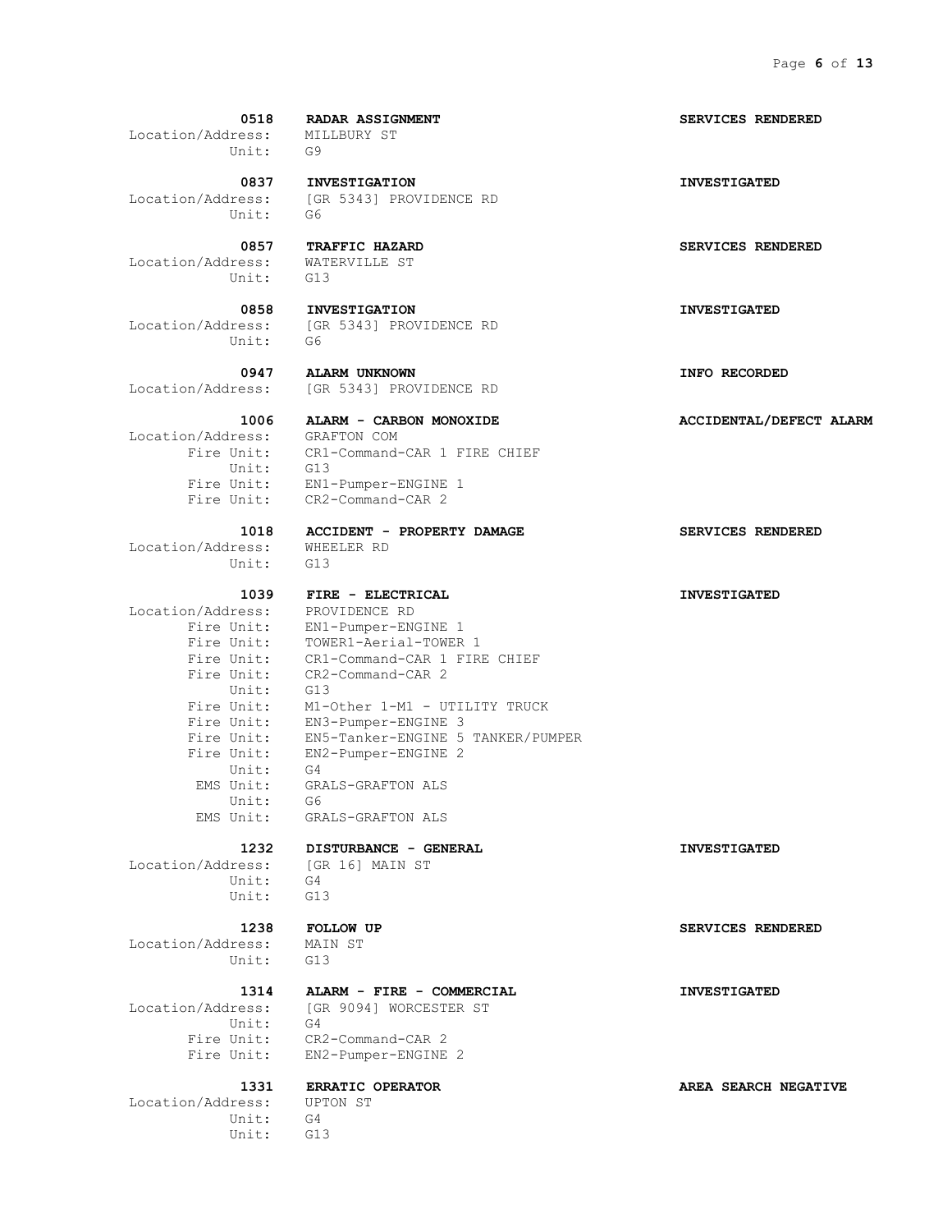**0518 RADAR ASSIGNMENT** — **SERVICES RENDERED**
Location/Address: MILLBURY ST
Unit: G9

**0837 INVESTIGATION** — **INVESTIGATED**
Location/Address: [GR 5343] PROVIDENCE RD
Unit: G6

**0857 TRAFFIC HAZARD** — **SERVICES RENDERED**
Location/Address: WATERVILLE ST
Unit: G13

**0858 INVESTIGATION** — **INVESTIGATED**
Location/Address: [GR 5343] PROVIDENCE RD
Unit: G6

**0947 ALARM UNKNOWN** — **INFO RECORDED**
Location/Address: [GR 5343] PROVIDENCE RD

**1006 ALARM - CARBON MONOXIDE** — **ACCIDENTAL/DEFECT ALARM**
Location/Address: GRAFTON COM
Fire Unit: CR1-Command-CAR 1 FIRE CHIEF
Unit: G13
Fire Unit: EN1-Pumper-ENGINE 1
Fire Unit: CR2-Command-CAR 2

**1018 ACCIDENT - PROPERTY DAMAGE** — **SERVICES RENDERED**
Location/Address: WHEELER RD
Unit: G13

**1039 FIRE - ELECTRICAL** — **INVESTIGATED**
Location/Address: PROVIDENCE RD
Fire Unit: EN1-Pumper-ENGINE 1
Fire Unit: TOWER1-Aerial-TOWER 1
Fire Unit: CR1-Command-CAR 1 FIRE CHIEF
Fire Unit: CR2-Command-CAR 2
Unit: G13
Fire Unit: M1-Other 1-M1 - UTILITY TRUCK
Fire Unit: EN3-Pumper-ENGINE 3
Fire Unit: EN5-Tanker-ENGINE 5 TANKER/PUMPER
Fire Unit: EN2-Pumper-ENGINE 2
Unit: G4
EMS Unit: GRALS-GRAFTON ALS
Unit: G6
EMS Unit: GRALS-GRAFTON ALS

**1232 DISTURBANCE - GENERAL** — **INVESTIGATED**
Location/Address: [GR 16] MAIN ST
Unit: G4
Unit: G13

**1238 FOLLOW UP** — **SERVICES RENDERED**
Location/Address: MAIN ST
Unit: G13

**1314 ALARM - FIRE - COMMERCIAL** — **INVESTIGATED**
Location/Address: [GR 9094] WORCESTER ST
Unit: G4
Fire Unit: CR2-Command-CAR 2
Fire Unit: EN2-Pumper-ENGINE 2

**1331 ERRATIC OPERATOR** — **AREA SEARCH NEGATIVE**
Location/Address: UPTON ST
Unit: G4
Unit: G13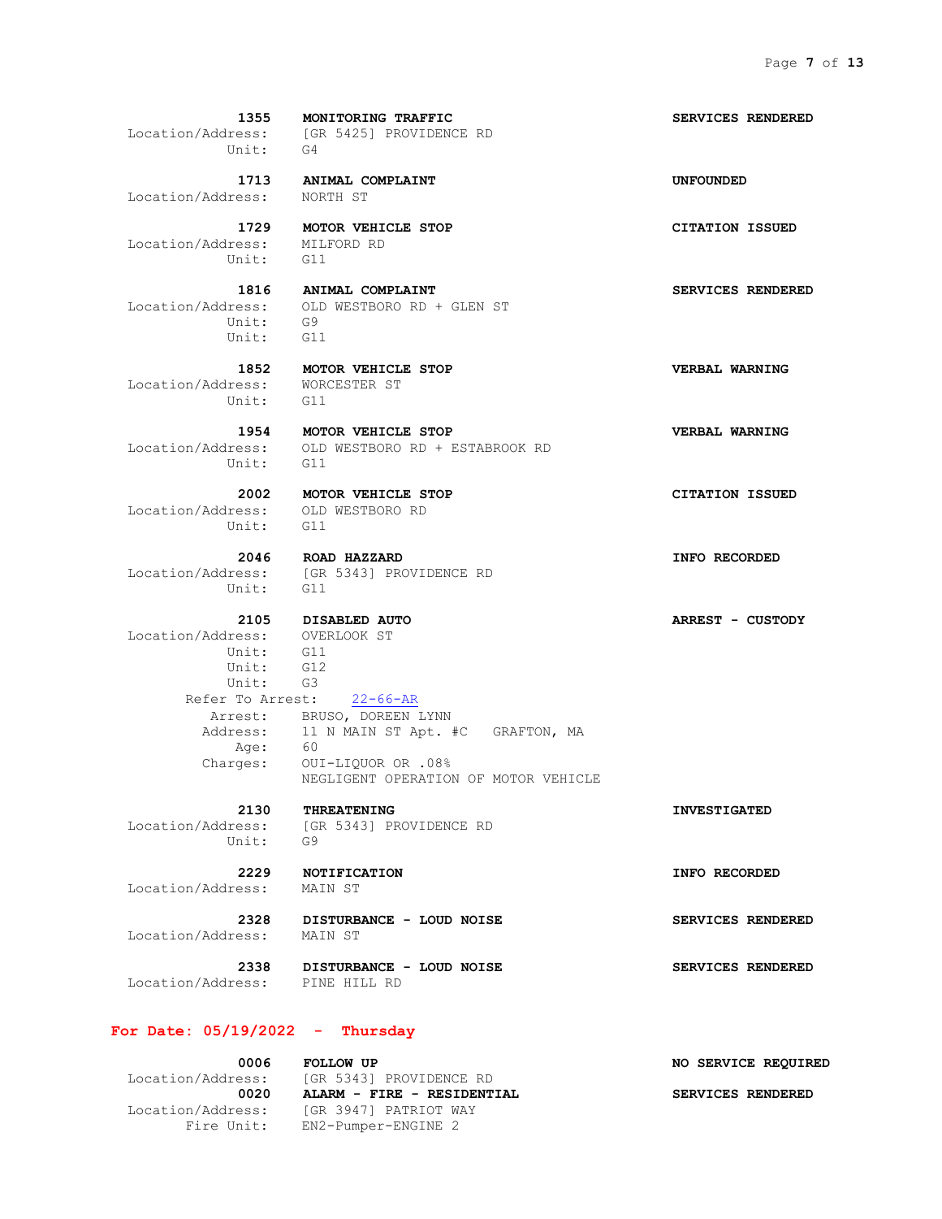**1355 MONITORING TRAFFIC** — **SERVICES RENDERED**
Location/Address: [GR 5425] PROVIDENCE RD
Unit: G4

**1713 ANIMAL COMPLAINT** — **UNFOUNDED**
Location/Address: NORTH ST

**1729 MOTOR VEHICLE STOP** — **CITATION ISSUED**
Location/Address: MILFORD RD
Unit: G11

**1816 ANIMAL COMPLAINT** — **SERVICES RENDERED**
Location/Address: OLD WESTBORO RD + GLEN ST
Unit: G9
Unit: G11

**1852 MOTOR VEHICLE STOP** — **VERBAL WARNING**
Location/Address: WORCESTER ST
Unit: G11

**1954 MOTOR VEHICLE STOP** — **VERBAL WARNING**
Location/Address: OLD WESTBORO RD + ESTABROOK RD
Unit: G11

**2002 MOTOR VEHICLE STOP** — **CITATION ISSUED**
Location/Address: OLD WESTBORO RD
Unit: G11

**2046 ROAD HAZZARD** — **INFO RECORDED**
Location/Address: [GR 5343] PROVIDENCE RD
Unit: G11

**2105 DISABLED AUTO** — **ARREST - CUSTODY**
Location/Address: OVERLOOK ST
Unit: G11
Unit: G12
Unit: G3
Refer To Arrest: 22-66-AR
Arrest: BRUSO, DOREEN LYNN
Address: 11 N MAIN ST Apt. #C GRAFTON, MA
Age: 60
Charges: OUI-LIQUOR OR .08%
NEGLIGENT OPERATION OF MOTOR VEHICLE

**2130 THREATENING** — **INVESTIGATED**
Location/Address: [GR 5343] PROVIDENCE RD
Unit: G9

**2229 NOTIFICATION** — **INFO RECORDED**
Location/Address: MAIN ST

**2328 DISTURBANCE - LOUD NOISE** — **SERVICES RENDERED**
Location/Address: MAIN ST

**2338 DISTURBANCE - LOUD NOISE** — **SERVICES RENDERED**
Location/Address: PINE HILL RD

## For Date: 05/19/2022 - Thursday

**0006 FOLLOW UP** — **NO SERVICE REQUIRED**
Location/Address: [GR 5343] PROVIDENCE RD

**0020 ALARM - FIRE - RESIDENTIAL** — **SERVICES RENDERED**
Location/Address: [GR 3947] PATRIOT WAY
Fire Unit: EN2-Pumper-ENGINE 2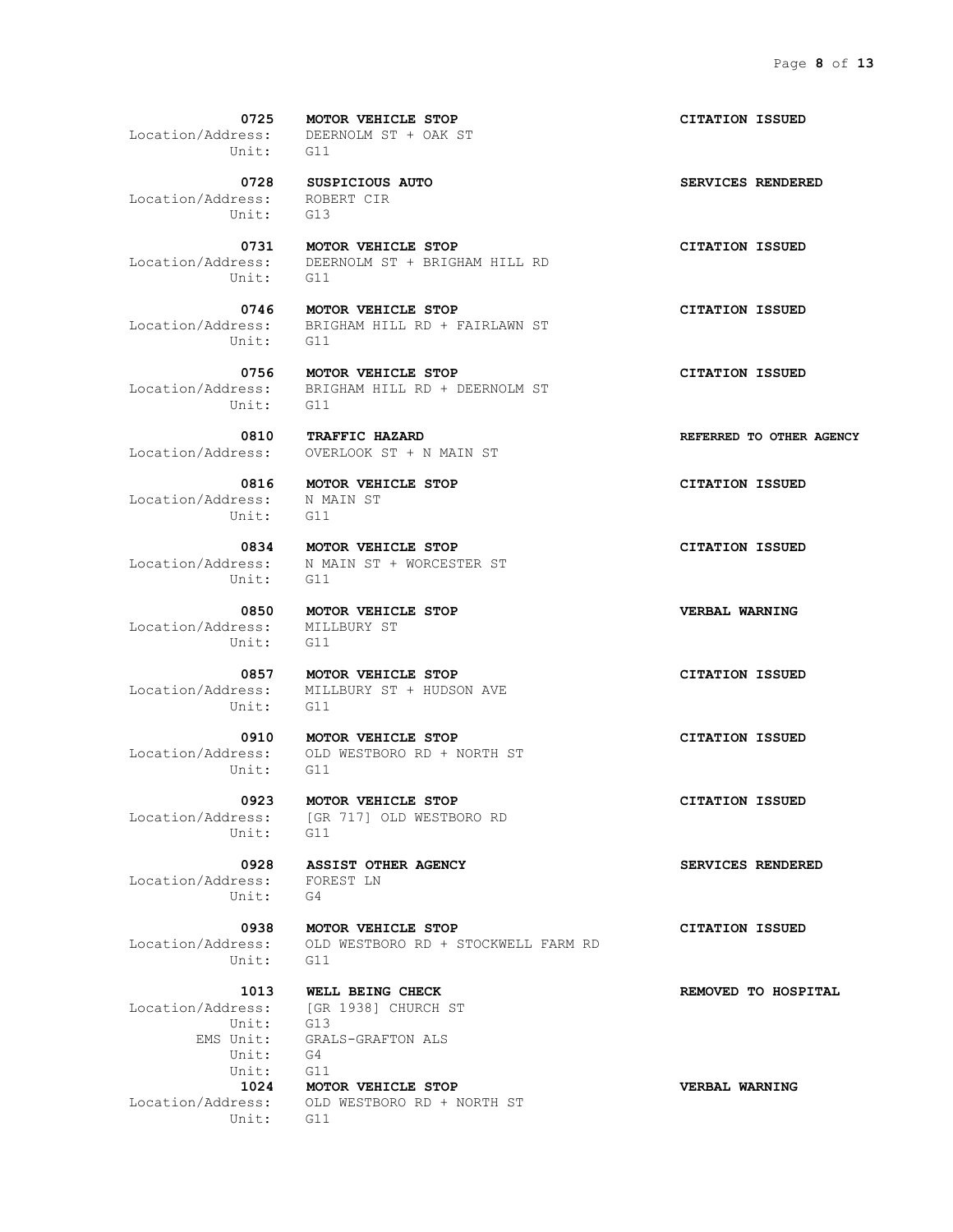**0725 MOTOR VEHICLE STOP** — **CITATION ISSUED**
Location/Address: DEERNOLM ST + OAK ST
Unit: G11

**0728 SUSPICIOUS AUTO** — **SERVICES RENDERED**
Location/Address: ROBERT CIR
Unit: G13

**0731 MOTOR VEHICLE STOP** — **CITATION ISSUED**
Location/Address: DEERNOLM ST + BRIGHAM HILL RD
Unit: G11

**0746 MOTOR VEHICLE STOP** — **CITATION ISSUED**
Location/Address: BRIGHAM HILL RD + FAIRLAWN ST
Unit: G11

**0756 MOTOR VEHICLE STOP** — **CITATION ISSUED**
Location/Address: BRIGHAM HILL RD + DEERNOLM ST
Unit: G11

**0810 TRAFFIC HAZARD** — **REFERRED TO OTHER AGENCY**
Location/Address: OVERLOOK ST + N MAIN ST

**0816 MOTOR VEHICLE STOP** — **CITATION ISSUED**
Location/Address: N MAIN ST
Unit: G11

**0834 MOTOR VEHICLE STOP** — **CITATION ISSUED**
Location/Address: N MAIN ST + WORCESTER ST
Unit: G11

**0850 MOTOR VEHICLE STOP** — **VERBAL WARNING**
Location/Address: MILLBURY ST
Unit: G11

**0857 MOTOR VEHICLE STOP** — **CITATION ISSUED**
Location/Address: MILLBURY ST + HUDSON AVE
Unit: G11

**0910 MOTOR VEHICLE STOP** — **CITATION ISSUED**
Location/Address: OLD WESTBORO RD + NORTH ST
Unit: G11

**0923 MOTOR VEHICLE STOP** — **CITATION ISSUED**
Location/Address: [GR 717] OLD WESTBORO RD
Unit: G11

**0928 ASSIST OTHER AGENCY** — **SERVICES RENDERED**
Location/Address: FOREST LN
Unit: G4

**0938 MOTOR VEHICLE STOP** — **CITATION ISSUED**
Location/Address: OLD WESTBORO RD + STOCKWELL FARM RD
Unit: G11

**1013 WELL BEING CHECK** — **REMOVED TO HOSPITAL**
Location/Address: [GR 1938] CHURCH ST
Unit: G13
EMS Unit: GRALS-GRAFTON ALS
Unit: G4
Unit: G11

**1024 MOTOR VEHICLE STOP** — **VERBAL WARNING**
Location/Address: OLD WESTBORO RD + NORTH ST
Unit: G11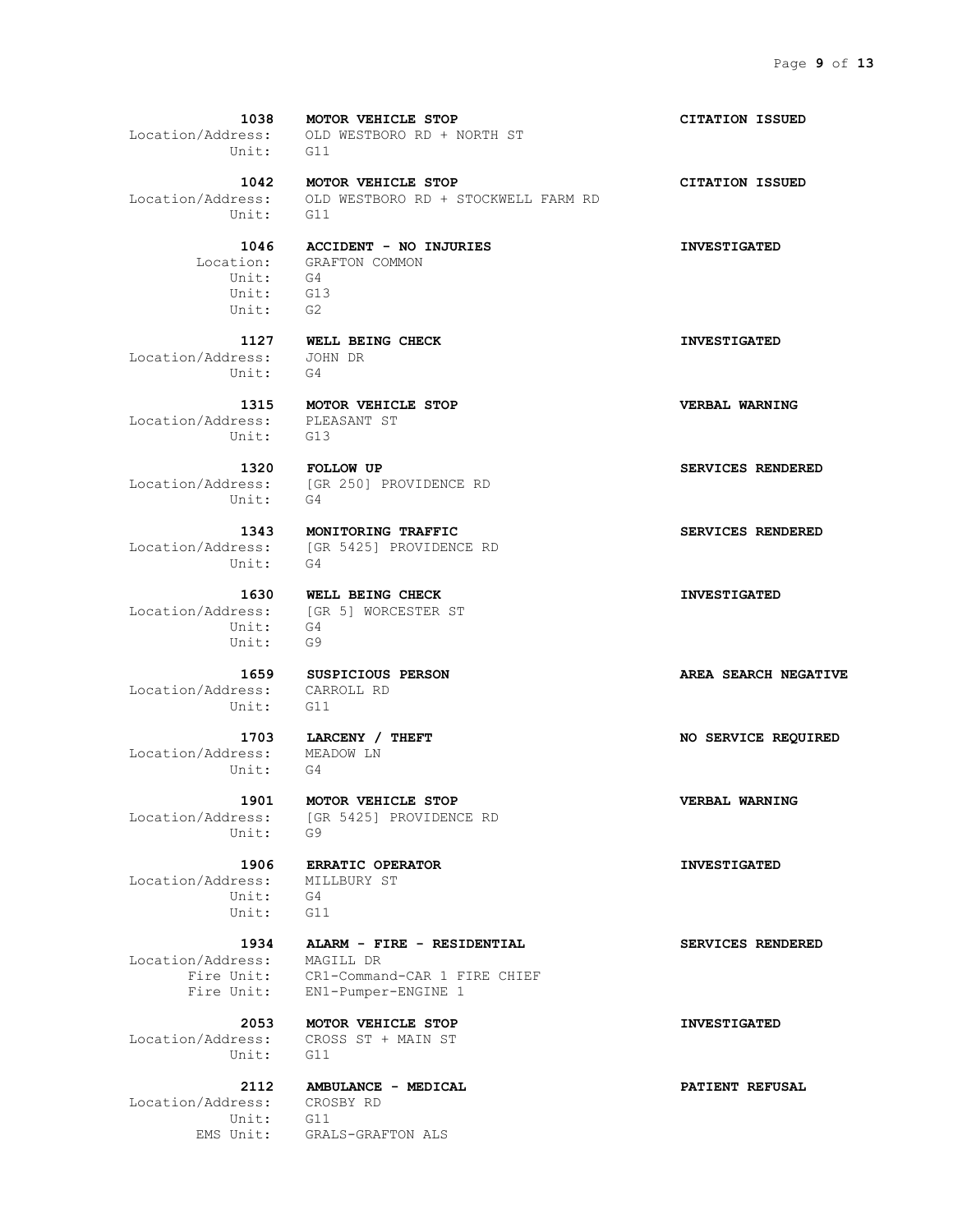**1038 MOTOR VEHICLE STOP** **CITATION ISSUED**
Location/Address: OLD WESTBORO RD + NORTH ST
Unit: G11

**1042 MOTOR VEHICLE STOP** **CITATION ISSUED**
Location/Address: OLD WESTBORO RD + STOCKWELL FARM RD
Unit: G11

**1046 ACCIDENT - NO INJURIES** **INVESTIGATED**
Location: GRAFTON COMMON
Unit: G4
Unit: G13
Unit: G2

**1127 WELL BEING CHECK** **INVESTIGATED**
Location/Address: JOHN DR
Unit: G4

**1315 MOTOR VEHICLE STOP** **VERBAL WARNING**
Location/Address: PLEASANT ST
Unit: G13

**1320 FOLLOW UP** **SERVICES RENDERED**
Location/Address: [GR 250] PROVIDENCE RD
Unit: G4

**1343 MONITORING TRAFFIC** **SERVICES RENDERED**
Location/Address: [GR 5425] PROVIDENCE RD
Unit: G4

**1630 WELL BEING CHECK** **INVESTIGATED**
Location/Address: [GR 5] WORCESTER ST
Unit: G4
Unit: G9

**1659 SUSPICIOUS PERSON** **AREA SEARCH NEGATIVE**
Location/Address: CARROLL RD
Unit: G11

**1703 LARCENY / THEFT** **NO SERVICE REQUIRED**
Location/Address: MEADOW LN
Unit: G4

**1901 MOTOR VEHICLE STOP** **VERBAL WARNING**
Location/Address: [GR 5425] PROVIDENCE RD
Unit: G9

**1906 ERRATIC OPERATOR** **INVESTIGATED**
Location/Address: MILLBURY ST
Unit: G4
Unit: G11

**1934 ALARM - FIRE - RESIDENTIAL** **SERVICES RENDERED**
Location/Address: MAGILL DR
Fire Unit: CR1-Command-CAR 1 FIRE CHIEF
Fire Unit: EN1-Pumper-ENGINE 1

**2053 MOTOR VEHICLE STOP** **INVESTIGATED**
Location/Address: CROSS ST + MAIN ST
Unit: G11

**2112 AMBULANCE - MEDICAL** **PATIENT REFUSAL**
Location/Address: CROSBY RD
Unit: G11
EMS Unit: GRALS-GRAFTON ALS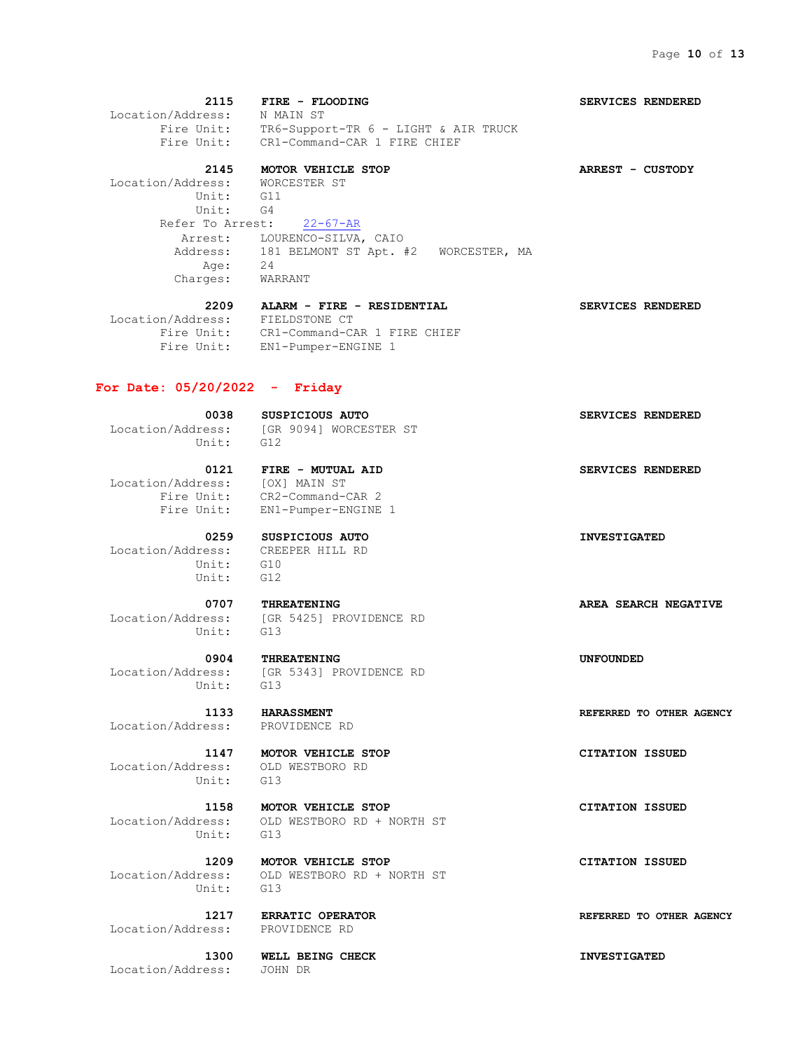**2115 FIRE - FLOODING** — **SERVICES RENDERED**
Location/Address: N MAIN ST
Fire Unit: TR6-Support-TR 6 - LIGHT & AIR TRUCK
Fire Unit: CR1-Command-CAR 1 FIRE CHIEF

**2145 MOTOR VEHICLE STOP** — **ARREST - CUSTODY**
Location/Address: WORCESTER ST
Unit: G11
Unit: G4
Refer To Arrest: 22-67-AR
Arrest: LOURENCO-SILVA, CAIO
Address: 181 BELMONT ST Apt. #2 WORCESTER, MA
Age: 24
Charges: WARRANT

**2209 ALARM - FIRE - RESIDENTIAL** — **SERVICES RENDERED**
Location/Address: FIELDSTONE CT
Fire Unit: CR1-Command-CAR 1 FIRE CHIEF
Fire Unit: EN1-Pumper-ENGINE 1

## For Date: 05/20/2022 - Friday

**0038 SUSPICIOUS AUTO** — **SERVICES RENDERED**
Location/Address: [GR 9094] WORCESTER ST
Unit: G12

**0121 FIRE - MUTUAL AID** — **SERVICES RENDERED**
Location/Address: [OX] MAIN ST
Fire Unit: CR2-Command-CAR 2
Fire Unit: EN1-Pumper-ENGINE 1

**0259 SUSPICIOUS AUTO** — **INVESTIGATED**
Location/Address: CREEPER HILL RD
Unit: G10
Unit: G12

**0707 THREATENING** — **AREA SEARCH NEGATIVE**
Location/Address: [GR 5425] PROVIDENCE RD
Unit: G13

**0904 THREATENING** — **UNFOUNDED**
Location/Address: [GR 5343] PROVIDENCE RD
Unit: G13

**1133 HARASSMENT** — **REFERRED TO OTHER AGENCY**
Location/Address: PROVIDENCE RD

**1147 MOTOR VEHICLE STOP** — **CITATION ISSUED**
Location/Address: OLD WESTBORO RD
Unit: G13

**1158 MOTOR VEHICLE STOP** — **CITATION ISSUED**
Location/Address: OLD WESTBORO RD + NORTH ST
Unit: G13

**1209 MOTOR VEHICLE STOP** — **CITATION ISSUED**
Location/Address: OLD WESTBORO RD + NORTH ST
Unit: G13

**1217 ERRATIC OPERATOR** — **REFERRED TO OTHER AGENCY**
Location/Address: PROVIDENCE RD

**1300 WELL BEING CHECK** — **INVESTIGATED**
Location/Address: JOHN DR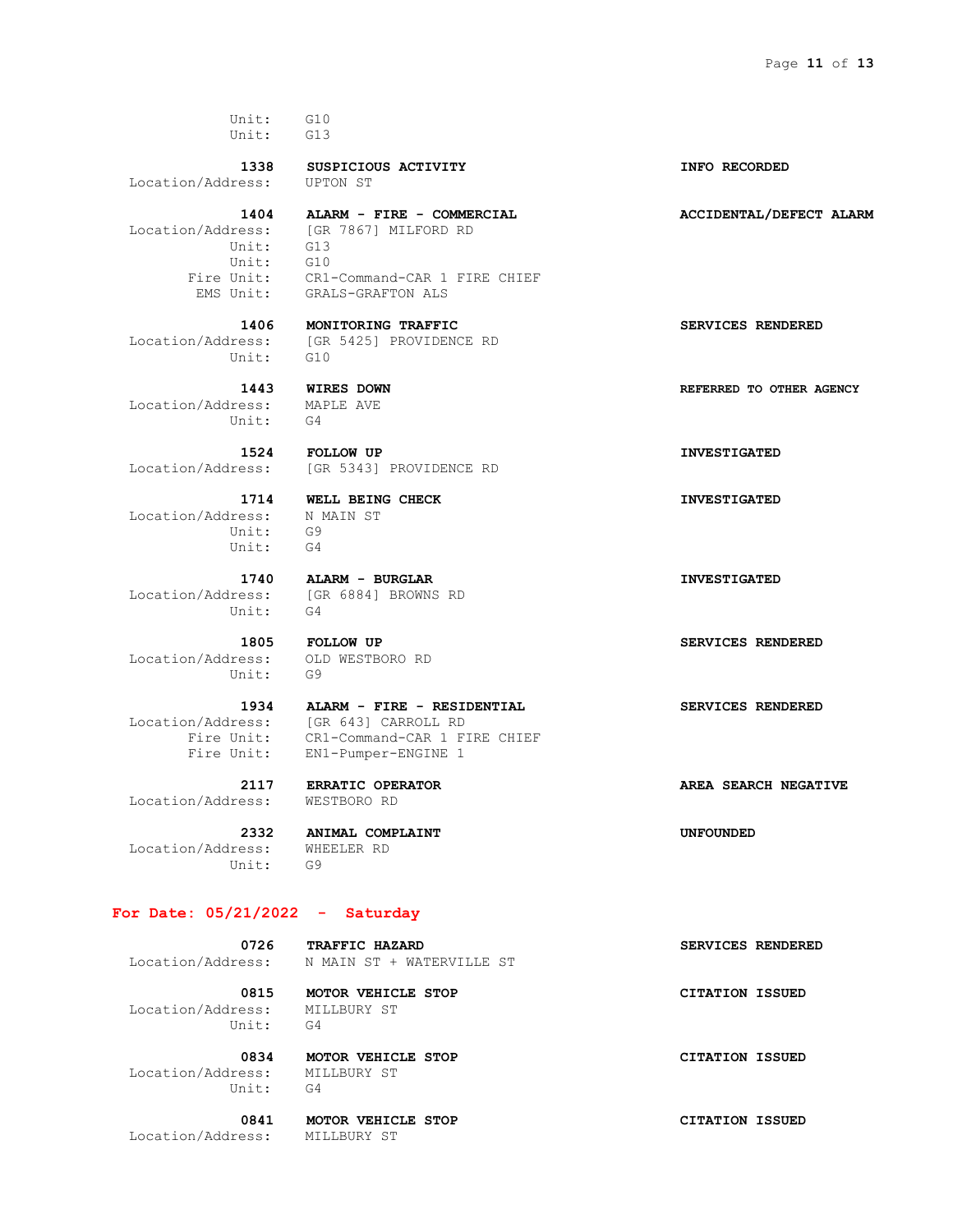Unit: G10
Unit: G13

**1338 SUSPICIOUS ACTIVITY** — **INFO RECORDED**
Location/Address: UPTON ST

**1404 ALARM - FIRE - COMMERCIAL** — **ACCIDENTAL/DEFECT ALARM**
Location/Address: [GR 7867] MILFORD RD
Unit: G13
Unit: G10
Fire Unit: CR1-Command-CAR 1 FIRE CHIEF
EMS Unit: GRALS-GRAFTON ALS

**1406 MONITORING TRAFFIC** — **SERVICES RENDERED**
Location/Address: [GR 5425] PROVIDENCE RD
Unit: G10

**1443 WIRES DOWN** — **REFERRED TO OTHER AGENCY**
Location/Address: MAPLE AVE
Unit: G4

**1524 FOLLOW UP** — **INVESTIGATED**
Location/Address: [GR 5343] PROVIDENCE RD

**1714 WELL BEING CHECK** — **INVESTIGATED**
Location/Address: N MAIN ST
Unit: G9
Unit: G4

**1740 ALARM - BURGLAR** — **INVESTIGATED**
Location/Address: [GR 6884] BROWNS RD
Unit: G4

**1805 FOLLOW UP** — **SERVICES RENDERED**
Location/Address: OLD WESTBORO RD
Unit: G9

**1934 ALARM - FIRE - RESIDENTIAL** — **SERVICES RENDERED**
Location/Address: [GR 643] CARROLL RD
Fire Unit: CR1-Command-CAR 1 FIRE CHIEF
Fire Unit: EN1-Pumper-ENGINE 1

**2117 ERRATIC OPERATOR** — **AREA SEARCH NEGATIVE**
Location/Address: WESTBORO RD

**2332 ANIMAL COMPLAINT** — **UNFOUNDED**
Location/Address: WHEELER RD
Unit: G9

## For Date: 05/21/2022 - Saturday

**0726 TRAFFIC HAZARD** — **SERVICES RENDERED**
Location/Address: N MAIN ST + WATERVILLE ST

**0815 MOTOR VEHICLE STOP** — **CITATION ISSUED**
Location/Address: MILLBURY ST
Unit: G4

**0834 MOTOR VEHICLE STOP** — **CITATION ISSUED**
Location/Address: MILLBURY ST
Unit: G4

**0841 MOTOR VEHICLE STOP** — **CITATION ISSUED**
Location/Address: MILLBURY ST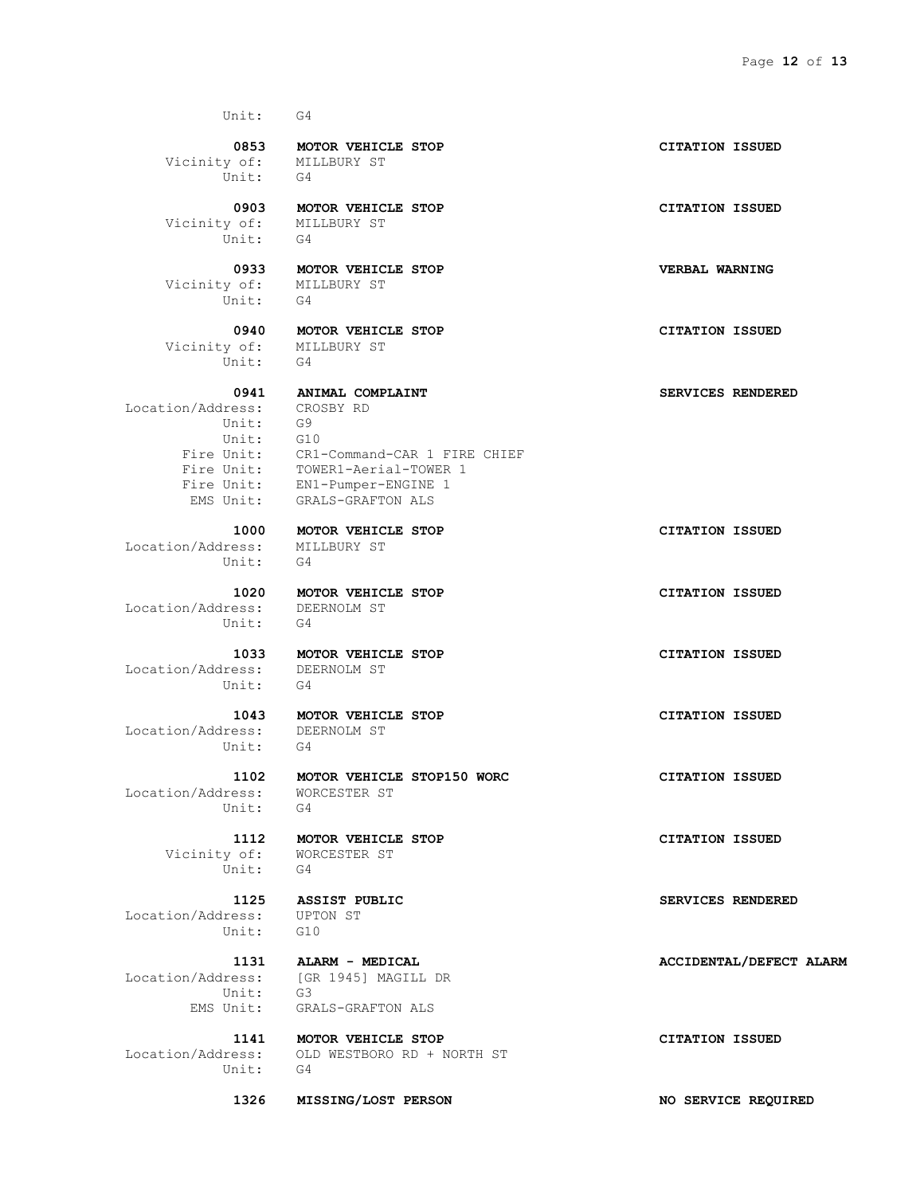Unit: G4

**0853 MOTOR VEHICLE STOP** **CITATION ISSUED**
Vicinity of: MILLBURY ST
Unit: G4

**0903 MOTOR VEHICLE STOP** **CITATION ISSUED**
Vicinity of: MILLBURY ST
Unit: G4

**0933 MOTOR VEHICLE STOP** **VERBAL WARNING**
Vicinity of: MILLBURY ST
Unit: G4

**0940 MOTOR VEHICLE STOP** **CITATION ISSUED**
Vicinity of: MILLBURY ST
Unit: G4

**0941 ANIMAL COMPLAINT** **SERVICES RENDERED**
Location/Address: CROSBY RD
Unit: G9
Unit: G10
Fire Unit: CR1-Command-CAR 1 FIRE CHIEF
Fire Unit: TOWER1-Aerial-TOWER 1
Fire Unit: EN1-Pumper-ENGINE 1
EMS Unit: GRALS-GRAFTON ALS

**1000 MOTOR VEHICLE STOP** **CITATION ISSUED**
Location/Address: MILLBURY ST
Unit: G4

**1020 MOTOR VEHICLE STOP** **CITATION ISSUED**
Location/Address: DEERNOLM ST
Unit: G4

**1033 MOTOR VEHICLE STOP** **CITATION ISSUED**
Location/Address: DEERNOLM ST
Unit: G4

**1043 MOTOR VEHICLE STOP** **CITATION ISSUED**
Location/Address: DEERNOLM ST
Unit: G4

**1102 MOTOR VEHICLE STOP150 WORC** **CITATION ISSUED**
Location/Address: WORCESTER ST
Unit: G4

**1112 MOTOR VEHICLE STOP** **CITATION ISSUED**
Vicinity of: WORCESTER ST
Unit: G4

**1125 ASSIST PUBLIC** **SERVICES RENDERED**
Location/Address: UPTON ST
Unit: G10

**1131 ALARM - MEDICAL** **ACCIDENTAL/DEFECT ALARM**
Location/Address: [GR 1945] MAGILL DR
Unit: G3
EMS Unit: GRALS-GRAFTON ALS

**1141 MOTOR VEHICLE STOP** **CITATION ISSUED**
Location/Address: OLD WESTBORO RD + NORTH ST
Unit: G4

**1326 MISSING/LOST PERSON** **NO SERVICE REQUIRED**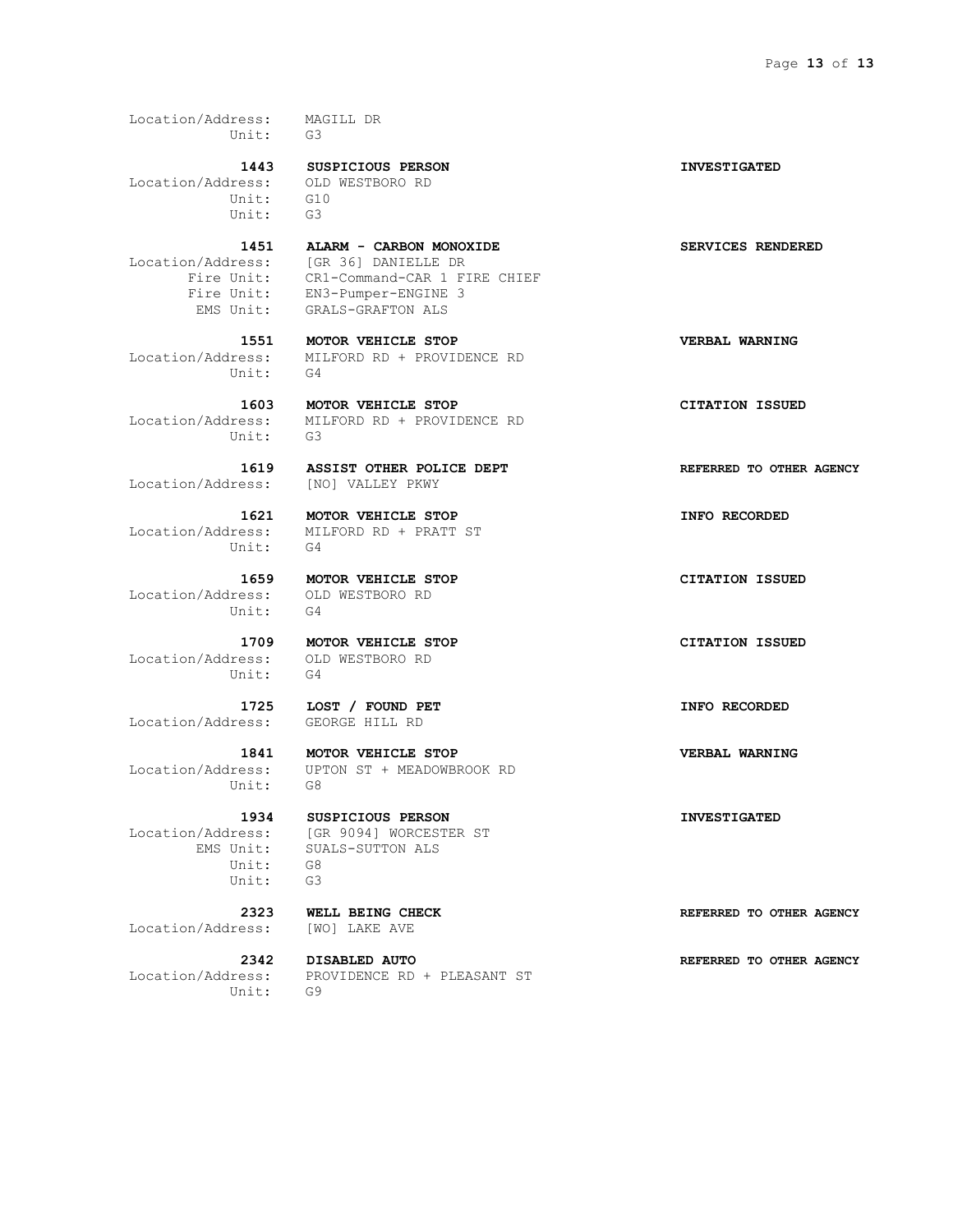Location/Address: MAGILL DR
Unit: G3

**1443 SUSPICIOUS PERSON** **INVESTIGATED**
Location/Address: OLD WESTBORO RD
Unit: G10
Unit: G3

**1451 ALARM - CARBON MONOXIDE** **SERVICES RENDERED**
Location/Address: [GR 36] DANIELLE DR
Fire Unit: CR1-Command-CAR 1 FIRE CHIEF
Fire Unit: EN3-Pumper-ENGINE 3
EMS Unit: GRALS-GRAFTON ALS

**1551 MOTOR VEHICLE STOP** **VERBAL WARNING**
Location/Address: MILFORD RD + PROVIDENCE RD
Unit: G4

**1603 MOTOR VEHICLE STOP** **CITATION ISSUED**
Location/Address: MILFORD RD + PROVIDENCE RD
Unit: G3

**1619 ASSIST OTHER POLICE DEPT** **REFERRED TO OTHER AGENCY**
Location/Address: [NO] VALLEY PKWY

**1621 MOTOR VEHICLE STOP** **INFO RECORDED**
Location/Address: MILFORD RD + PRATT ST
Unit: G4

**1659 MOTOR VEHICLE STOP** **CITATION ISSUED**
Location/Address: OLD WESTBORO RD
Unit: G4

**1709 MOTOR VEHICLE STOP** **CITATION ISSUED**
Location/Address: OLD WESTBORO RD
Unit: G4

**1725 LOST / FOUND PET** **INFO RECORDED**
Location/Address: GEORGE HILL RD

**1841 MOTOR VEHICLE STOP** **VERBAL WARNING**
Location/Address: UPTON ST + MEADOWBROOK RD
Unit: G8

**1934 SUSPICIOUS PERSON** **INVESTIGATED**
Location/Address: [GR 9094] WORCESTER ST
EMS Unit: SUALS-SUTTON ALS
Unit: G8
Unit: G3

**2323 WELL BEING CHECK** **REFERRED TO OTHER AGENCY**
Location/Address: [WO] LAKE AVE

**2342 DISABLED AUTO** **REFERRED TO OTHER AGENCY**
Location/Address: PROVIDENCE RD + PLEASANT ST
Unit: G9